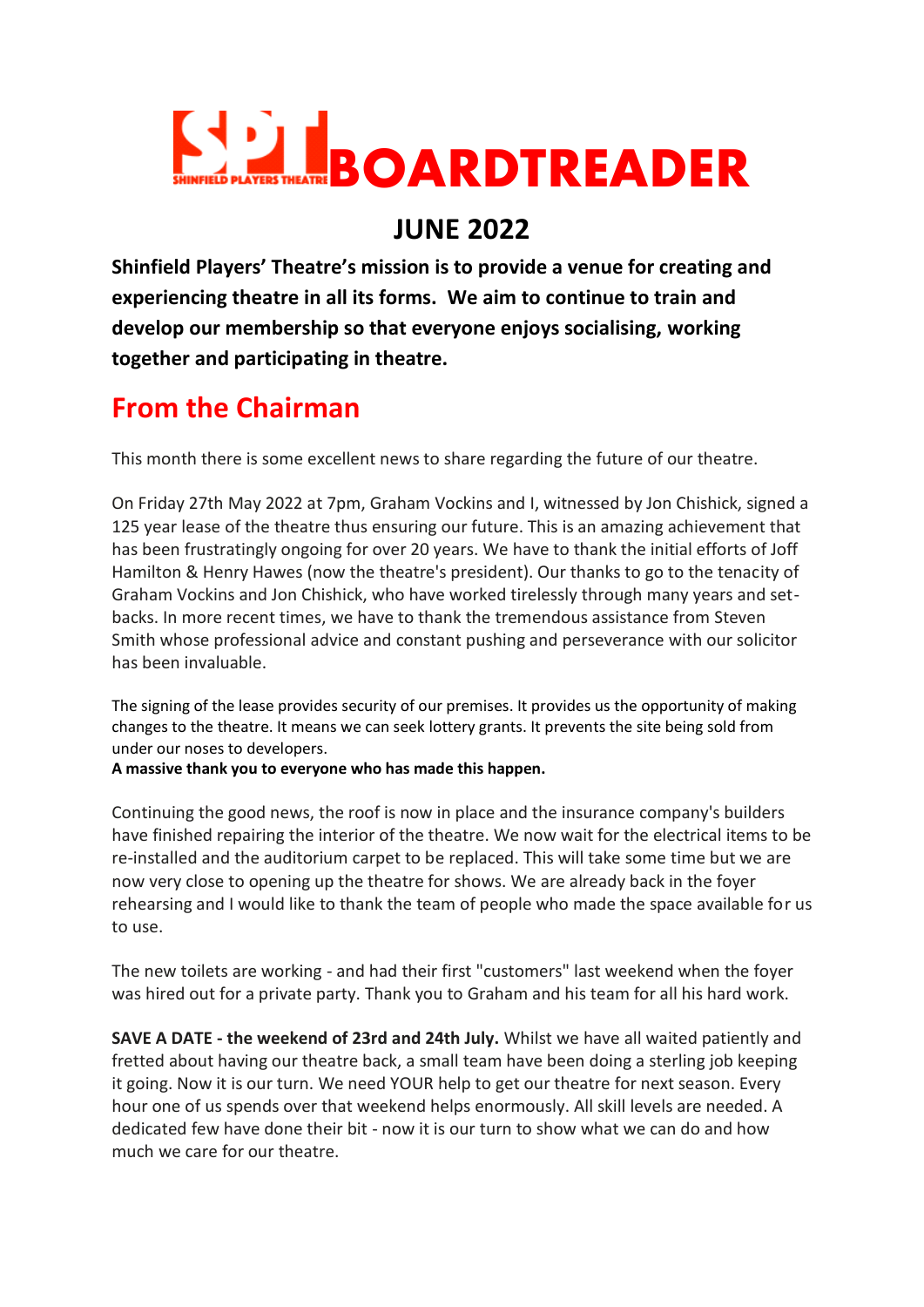# SPT BOARDTREADER

SHINFIELD PLAYERS THEATRE

## JUNE 2022

**Shinfield Players' Theatre's mission is to provide a venue for creating and experiencing theatre in all its forms. We aim to continue to train and develop our membership so that everyone enjoys socialising, working together and participating in theatre.**

## From the Chairman

This month there is some excellent news to share regarding the future of our theatre.

On Friday 27th May 2022 at 7pm, Graham Vockins and I, witnessed by Jon Chishick, signed a 125 year lease of the theatre thus ensuring our future. This is an amazing achievement that has been frustratingly ongoing for over 20 years. We have to thank the initial efforts of Joff Hamilton & Henry Hawes (now the theatre's president). Our thanks to go to the tenacity of Graham Vockins and Jon Chishick, who have worked tirelessly through many years and set-backs. In more recent times, we have to thank the tremendous assistance from Steven Smith whose professional advice and constant pushing and perseverance with our solicitor has been invaluable.

The signing of the lease provides security of our premises. It provides us the opportunity of making changes to the theatre. It means we can seek lottery grants. It prevents the site being sold from under our noses to developers.
**A massive thank you to everyone who has made this happen.**

Continuing the good news, the roof is now in place and the insurance company's builders have finished repairing the interior of the theatre. We now wait for the electrical items to be re-installed and the auditorium carpet to be replaced. This will take some time but we are now very close to opening up the theatre for shows. We are already back in the foyer rehearsing and I would like to thank the team of people who made the space available for us to use.

The new toilets are working - and had their first "customers" last weekend when the foyer was hired out for a private party. Thank you to Graham and his team for all his hard work.

**SAVE A DATE - the weekend of 23rd and 24th July.** Whilst we have all waited patiently and fretted about having our theatre back, a small team have been doing a sterling job keeping it going. Now it is our turn. We need YOUR help to get our theatre for next season. Every hour one of us spends over that weekend helps enormously. All skill levels are needed. A dedicated few have done their bit - now it is our turn to show what we can do and how much we care for our theatre.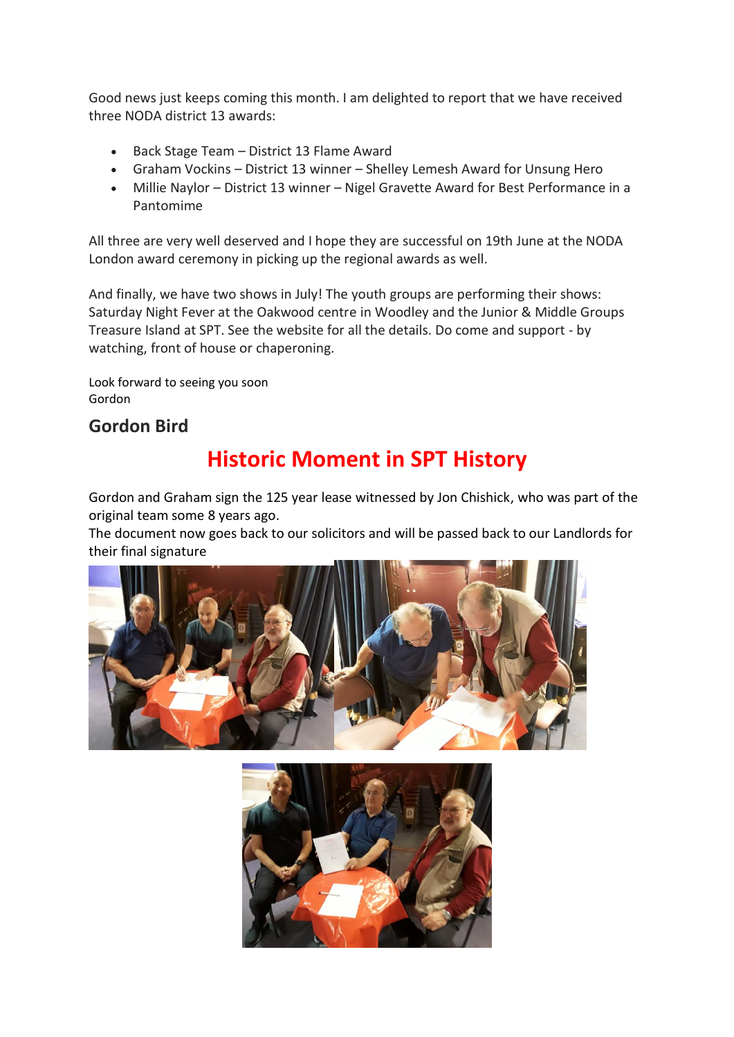Good news just keeps coming this month. I am delighted to report that we have received three NODA district 13 awards:

- Back Stage Team – District 13 Flame Award
- Graham Vockins – District 13 winner – Shelley Lemesh Award for Unsung Hero
- Millie Naylor – District 13 winner – Nigel Gravette Award for Best Performance in a Pantomime

All three are very well deserved and I hope they are successful on 19th June at the NODA London award ceremony in picking up the regional awards as well.

And finally, we have two shows in July! The youth groups are performing their shows: Saturday Night Fever at the Oakwood centre in Woodley and the Junior & Middle Groups Treasure Island at SPT. See the website for all the details. Do come and support - by watching, front of house or chaperoning.

Look forward to seeing you soon
Gordon

**Gordon Bird**

# Historic Moment in SPT History

Gordon and Graham sign the 125 year lease witnessed by Jon Chishick, who was part of the original team some 8 years ago.
The document now goes back to our solicitors and will be passed back to our Landlords for their final signature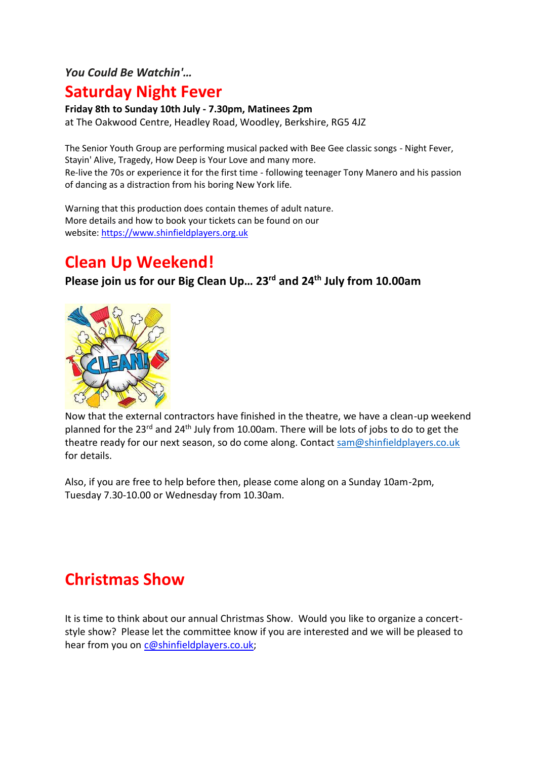*You Could Be Watchin'…*

# Saturday Night Fever

**Friday 8th to Sunday 10th July - 7.30pm, Matinees 2pm**

at The Oakwood Centre, Headley Road, Woodley, Berkshire, RG5 4JZ

The Senior Youth Group are performing musical packed with Bee Gee classic songs - Night Fever, Stayin' Alive, Tragedy, How Deep is Your Love and many more.

Re-live the 70s or experience it for the first time - following teenager Tony Manero and his passion of dancing as a distraction from his boring New York life.

Warning that this production does contain themes of adult nature.

More details and how to book your tickets can be found on our website: https://www.shinfieldplayers.org.uk

# Clean Up Weekend!

**Please join us for our Big Clean Up… 23rd and 24th July from 10.00am**

Now that the external contractors have finished in the theatre, we have a clean-up weekend planned for the 23rd and 24th July from 10.00am. There will be lots of jobs to do to get the theatre ready for our next season, so do come along. Contact sam@shinfieldplayers.co.uk for details.

Also, if you are free to help before then, please come along on a Sunday 10am-2pm, Tuesday 7.30-10.00 or Wednesday from 10.30am.

# Christmas Show

It is time to think about our annual Christmas Show. Would you like to organize a concert-style show? Please let the committee know if you are interested and we will be pleased to hear from you on c@shinfieldplayers.co.uk;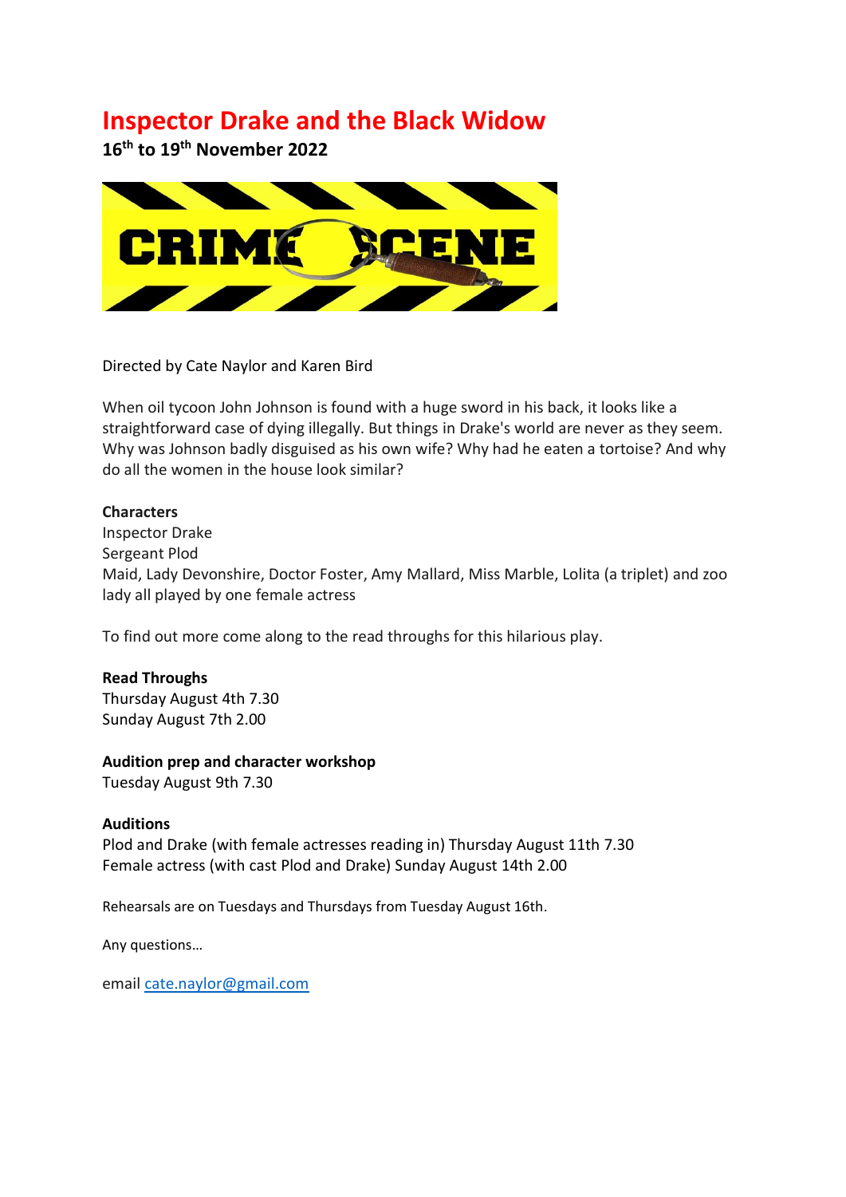# Inspector Drake and the Black Widow

**16th to 19th November 2022**

Directed by Cate Naylor and Karen Bird

When oil tycoon John Johnson is found with a huge sword in his back, it looks like a straightforward case of dying illegally. But things in Drake's world are never as they seem. Why was Johnson badly disguised as his own wife? Why had he eaten a tortoise? And why do all the women in the house look similar?

**Characters**

Inspector Drake
Sergeant Plod
Maid, Lady Devonshire, Doctor Foster, Amy Mallard, Miss Marble, Lolita (a triplet) and zoo lady all played by one female actress

To find out more come along to the read throughs for this hilarious play.

**Read Throughs**

Thursday August 4th 7.30
Sunday August 7th 2.00

**Audition prep and character workshop**

Tuesday August 9th 7.30

**Auditions**

Plod and Drake (with female actresses reading in) Thursday August 11th 7.30
Female actress (with cast Plod and Drake) Sunday August 14th 2.00

Rehearsals are on Tuesdays and Thursdays from Tuesday August 16th.

Any questions…

email cate.naylor@gmail.com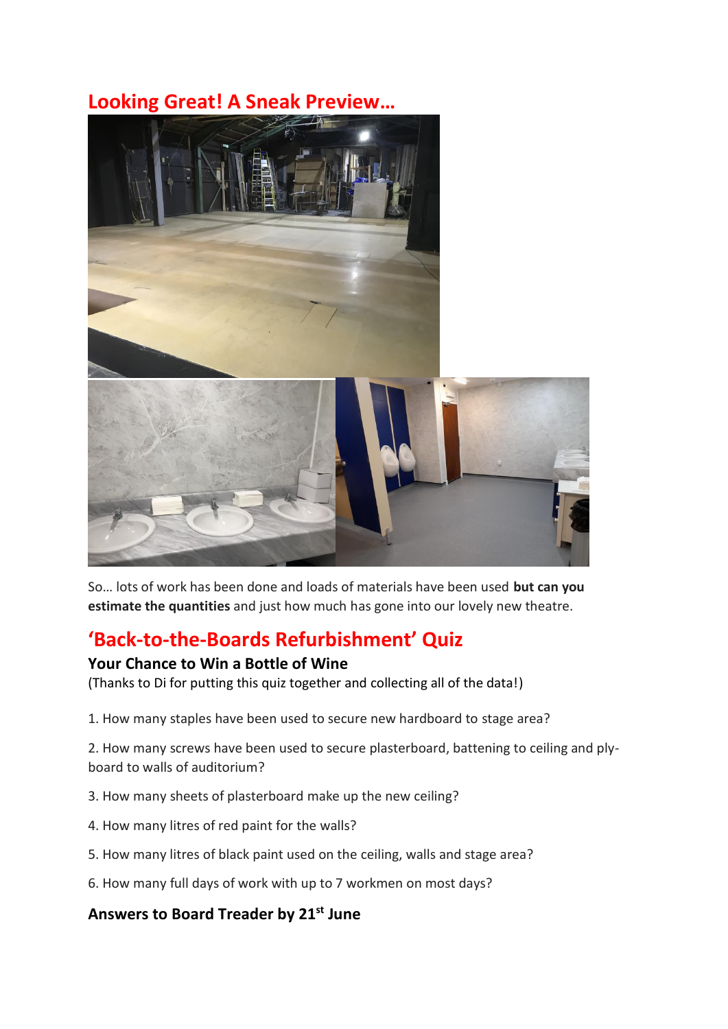## Looking Great! A Sneak Preview…

So… lots of work has been done and loads of materials have been used **but can you estimate the quantities** and just how much has gone into our lovely new theatre.

## 'Back-to-the-Boards Refurbishment' Quiz

### Your Chance to Win a Bottle of Wine

(Thanks to Di for putting this quiz together and collecting all of the data!)

1. How many staples have been used to secure new hardboard to stage area?
2. How many screws have been used to secure plasterboard, battening to ceiling and ply-board to walls of auditorium?
3. How many sheets of plasterboard make up the new ceiling?
4. How many litres of red paint for the walls?
5. How many litres of black paint used on the ceiling, walls and stage area?
6. How many full days of work with up to 7 workmen on most days?

### Answers to Board Treader by 21st June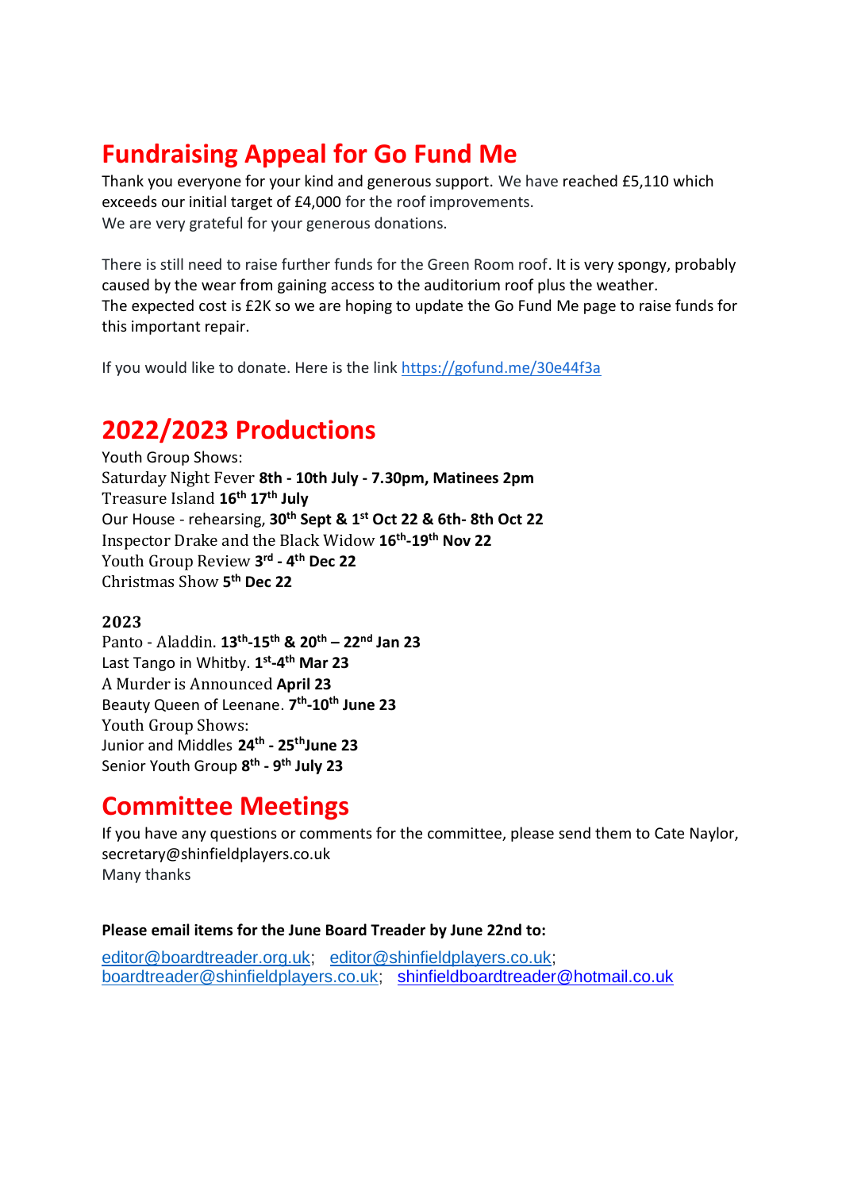## Fundraising Appeal for Go Fund Me

Thank you everyone for your kind and generous support. We have reached £5,110 which exceeds our initial target of £4,000 for the roof improvements.
We are very grateful for your generous donations.

There is still need to raise further funds for the Green Room roof. It is very spongy, probably caused by the wear from gaining access to the auditorium roof plus the weather.
The expected cost is £2K so we are hoping to update the Go Fund Me page to raise funds for this important repair.

If you would like to donate. Here is the link https://gofund.me/30e44f3a

## 2022/2023 Productions

Youth Group Shows:
Saturday Night Fever **8th - 10th July - 7.30pm, Matinees 2pm**
Treasure Island **16th 17th July**
Our House - rehearsing, **30th Sept & 1st Oct 22 & 6th- 8th Oct 22**
Inspector Drake and the Black Widow **16th-19th Nov 22**
Youth Group Review **3rd - 4th Dec 22**
Christmas Show **5th Dec 22**

**2023**
Panto - Aladdin. **13th-15th & 20th – 22nd Jan 23**
Last Tango in Whitby. **1st-4th Mar 23**
A Murder is Announced **April 23**
Beauty Queen of Leenane. **7th-10th June 23**
Youth Group Shows:
Junior and Middles **24th - 25th June 23**
Senior Youth Group **8th - 9th July 23**

## Committee Meetings

If you have any questions or comments for the committee, please send them to Cate Naylor, secretary@shinfieldplayers.co.uk
Many thanks

**Please email items for the June Board Treader by June 22nd to:**

editor@boardtreader.org.uk; editor@shinfieldplayers.co.uk; boardtreader@shinfieldplayers.co.uk; shinfieldboardtreader@hotmail.co.uk